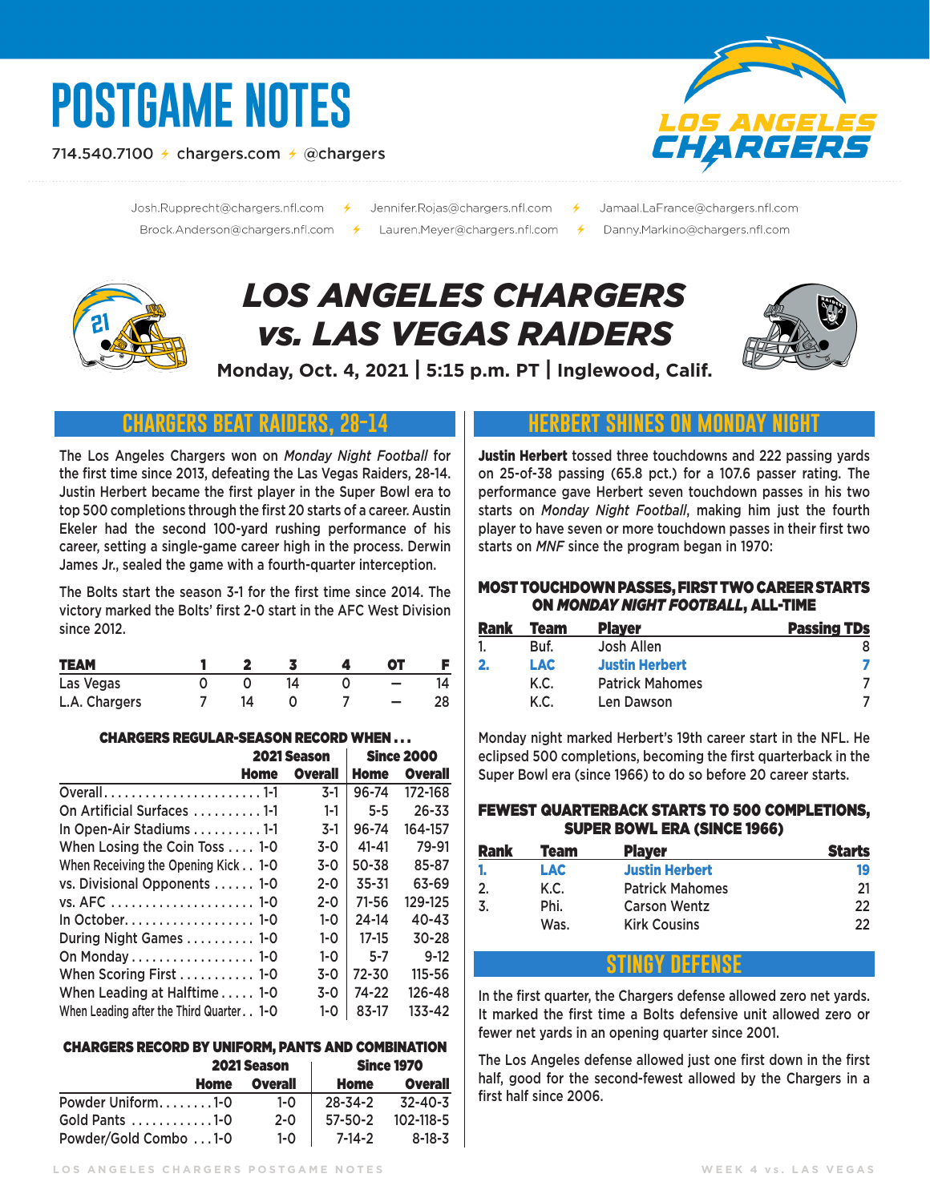# POSTGAME NOTES

714.540.7100 ⚡ chargers.com ⚡ @chargers

Josh.Rupprecht@chargers.nfl.com ⚡ Jennifer.Rojas@chargers.nfl.com ⚡ Jamaal.LaFrance@chargers.nfl.com
Brock.Anderson@chargers.nfl.com ⚡ Lauren.Meyer@chargers.nfl.com ⚡ Danny.Markino@chargers.nfl.com

# *LOS ANGELES CHARGERS vs. LAS VEGAS RAIDERS*

**Monday, Oct. 4, 2021 | 5:15 p.m. PT | Inglewood, Calif.**

## CHARGERS BEAT RAIDERS, 28-14

The Los Angeles Chargers won on *Monday Night Football* for the first time since 2013, defeating the Las Vegas Raiders, 28-14. Justin Herbert became the first player in the Super Bowl era to top 500 completions through the first 20 starts of a career. Austin Ekeler had the second 100-yard rushing performance of his career, setting a single-game career high in the process. Derwin James Jr., sealed the game with a fourth-quarter interception.

The Bolts start the season 3-1 for the first time since 2014. The victory marked the Bolts' first 2-0 start in the AFC West Division since 2012.

| TEAM | 1 | 2 | 3 | 4 | OT | F |
|---|---|---|---|---|---|---|
| Las Vegas | 0 | 0 | 14 | 0 | – | 14 |
| L.A. Chargers | 7 | 14 | 0 | 7 | – | 28 |

### CHARGERS REGULAR-SEASON RECORD WHEN . . .

| | 2021 Season | | Since 2000 | |
|---|---|---|---|---|
| | Home | Overall | Home | Overall |
| Overall | 1-1 | 3-1 | 96-74 | 172-168 |
| On Artificial Surfaces | 1-1 | 1-1 | 5-5 | 26-33 |
| In Open-Air Stadiums | 1-1 | 3-1 | 96-74 | 164-157 |
| When Losing the Coin Toss | 1-0 | 3-0 | 41-41 | 79-91 |
| When Receiving the Opening Kick | 1-0 | 3-0 | 50-38 | 85-87 |
| vs. Divisional Opponents | 1-0 | 2-0 | 35-31 | 63-69 |
| vs. AFC | 1-0 | 2-0 | 71-56 | 129-125 |
| In October | 1-0 | 1-0 | 24-14 | 40-43 |
| During Night Games | 1-0 | 1-0 | 17-15 | 30-28 |
| On Monday | 1-0 | 1-0 | 5-7 | 9-12 |
| When Scoring First | 1-0 | 3-0 | 72-30 | 115-56 |
| When Leading at Halftime | 1-0 | 3-0 | 74-22 | 126-48 |
| When Leading after the Third Quarter | 1-0 | 1-0 | 83-17 | 133-42 |

### CHARGERS RECORD BY UNIFORM, PANTS AND COMBINATION

| | 2021 Season | | Since 1970 | |
|---|---|---|---|---|
| | Home | Overall | Home | Overall |
| Powder Uniform | 1-0 | 1-0 | 28-34-2 | 32-40-3 |
| Gold Pants | 1-0 | 2-0 | 57-50-2 | 102-118-5 |
| Powder/Gold Combo | 1-0 | 1-0 | 7-14-2 | 8-18-3 |

## HERBERT SHINES ON MONDAY NIGHT

**Justin Herbert** tossed three touchdowns and 222 passing yards on 25-of-38 passing (65.8 pct.) for a 107.6 passer rating. The performance gave Herbert seven touchdown passes in his two starts on *Monday Night Football*, making him just the fourth player to have seven or more touchdown passes in their first two starts on *MNF* since the program began in 1970:

### MOST TOUCHDOWN PASSES, FIRST TWO CAREER STARTS ON *MONDAY NIGHT FOOTBALL*, ALL-TIME

| Rank | Team | Player | Passing TDs |
|---|---|---|---|
| 1. | Buf. | Josh Allen | 8 |
| **2.** | **LAC** | **Justin Herbert** | **7** |
| | K.C. | Patrick Mahomes | 7 |
| | K.C. | Len Dawson | 7 |

Monday night marked Herbert's 19th career start in the NFL. He eclipsed 500 completions, becoming the first quarterback in the Super Bowl era (since 1966) to do so before 20 career starts.

### FEWEST QUARTERBACK STARTS TO 500 COMPLETIONS, SUPER BOWL ERA (SINCE 1966)

| Rank | Team | Player | Starts |
|---|---|---|---|
| **1.** | **LAC** | **Justin Herbert** | **19** |
| 2. | K.C. | Patrick Mahomes | 21 |
| 3. | Phi. | Carson Wentz | 22 |
| | Was. | Kirk Cousins | 22 |

## STINGY DEFENSE

In the first quarter, the Chargers defense allowed zero net yards. It marked the first time a Bolts defensive unit allowed zero or fewer net yards in an opening quarter since 2001.

The Los Angeles defense allowed just one first down in the first half, good for the second-fewest allowed by the Chargers in a first half since 2006.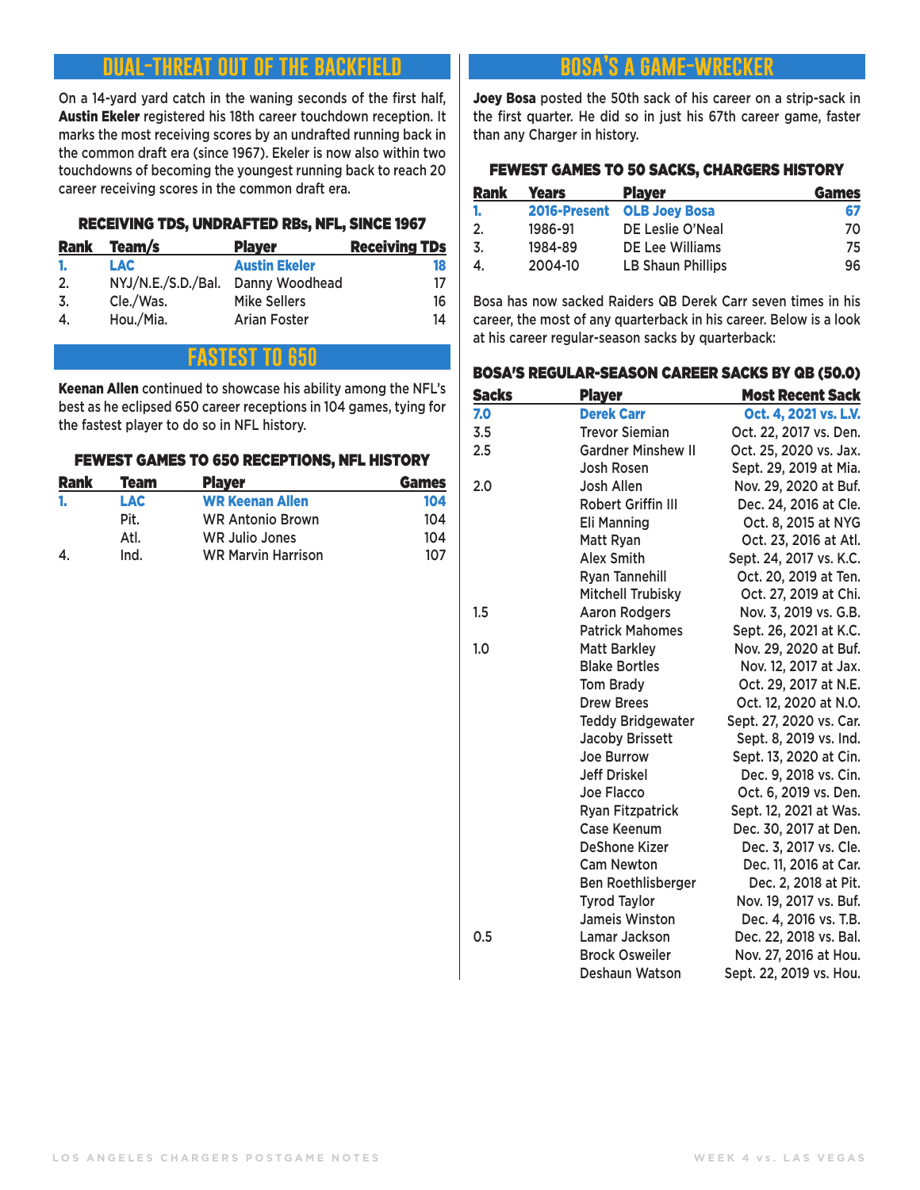## DUAL-THREAT OUT OF THE BACKFIELD

On a 14-yard yard catch in the waning seconds of the first half, **Austin Ekeler** registered his 18th career touchdown reception. It marks the most receiving scores by an undrafted running back in the common draft era (since 1967). Ekeler is now also within two touchdowns of becoming the youngest running back to reach 20 career receiving scores in the common draft era.

### RECEIVING TDS, UNDRAFTED RBs, NFL, SINCE 1967

| Rank | Team/s | Player | Receiving TDs |
|---|---|---|---|
| **1.** | **LAC** | **Austin Ekeler** | **18** |
| 2. | NYJ/N.E./S.D./Bal. | Danny Woodhead | 17 |
| 3. | Cle./Was. | Mike Sellers | 16 |
| 4. | Hou./Mia. | Arian Foster | 14 |

## FASTEST TO 650

**Keenan Allen** continued to showcase his ability among the NFL's best as he eclipsed 650 career receptions in 104 games, tying for the fastest player to do so in NFL history.

### FEWEST GAMES TO 650 RECEPTIONS, NFL HISTORY

| Rank | Team | Player | Games |
|---|---|---|---|
| **1.** | **LAC** | **WR Keenan Allen** | **104** |
| | Pit. | WR Antonio Brown | 104 |
| | Atl. | WR Julio Jones | 104 |
| 4. | Ind. | WR Marvin Harrison | 107 |

## BOSA'S A GAME-WRECKER

**Joey Bosa** posted the 50th sack of his career on a strip-sack in the first quarter. He did so in just his 67th career game, faster than any Charger in history.

### FEWEST GAMES TO 50 SACKS, CHARGERS HISTORY

| Rank | Years | Player | Games |
|---|---|---|---|
| **1.** | **2016-Present** | **OLB Joey Bosa** | **67** |
| 2. | 1986-91 | DE Leslie O'Neal | 70 |
| 3. | 1984-89 | DE Lee Williams | 75 |
| 4. | 2004-10 | LB Shaun Phillips | 96 |

Bosa has now sacked Raiders QB Derek Carr seven times in his career, the most of any quarterback in his career. Below is a look at his career regular-season sacks by quarterback:

### BOSA'S REGULAR-SEASON CAREER SACKS BY QB (50.0)

| Sacks | Player | Most Recent Sack |
|---|---|---|
| **7.0** | **Derek Carr** | **Oct. 4, 2021 vs. L.V.** |
| 3.5 | Trevor Siemian | Oct. 22, 2017 vs. Den. |
| 2.5 | Gardner Minshew II | Oct. 25, 2020 vs. Jax. |
| | Josh Rosen | Sept. 29, 2019 at Mia. |
| 2.0 | Josh Allen | Nov. 29, 2020 at Buf. |
| | Robert Griffin III | Dec. 24, 2016 at Cle. |
| | Eli Manning | Oct. 8, 2015 at NYG |
| | Matt Ryan | Oct. 23, 2016 at Atl. |
| | Alex Smith | Sept. 24, 2017 vs. K.C. |
| | Ryan Tannehill | Oct. 20, 2019 at Ten. |
| | Mitchell Trubisky | Oct. 27, 2019 at Chi. |
| 1.5 | Aaron Rodgers | Nov. 3, 2019 vs. G.B. |
| | Patrick Mahomes | Sept. 26, 2021 at K.C. |
| 1.0 | Matt Barkley | Nov. 29, 2020 at Buf. |
| | Blake Bortles | Nov. 12, 2017 at Jax. |
| | Tom Brady | Oct. 29, 2017 at N.E. |
| | Drew Brees | Oct. 12, 2020 at N.O. |
| | Teddy Bridgewater | Sept. 27, 2020 vs. Car. |
| | Jacoby Brissett | Sept. 8, 2019 vs. Ind. |
| | Joe Burrow | Sept. 13, 2020 at Cin. |
| | Jeff Driskel | Dec. 9, 2018 vs. Cin. |
| | Joe Flacco | Oct. 6, 2019 vs. Den. |
| | Ryan Fitzpatrick | Sept. 12, 2021 at Was. |
| | Case Keenum | Dec. 30, 2017 at Den. |
| | DeShone Kizer | Dec. 3, 2017 vs. Cle. |
| | Cam Newton | Dec. 11, 2016 at Car. |
| | Ben Roethlisberger | Dec. 2, 2018 at Pit. |
| | Tyrod Taylor | Nov. 19, 2017 vs. Buf. |
| | Jameis Winston | Dec. 4, 2016 vs. T.B. |
| 0.5 | Lamar Jackson | Dec. 22, 2018 vs. Bal. |
| | Brock Osweiler | Nov. 27, 2016 at Hou. |
| | Deshaun Watson | Sept. 22, 2019 vs. Hou. |